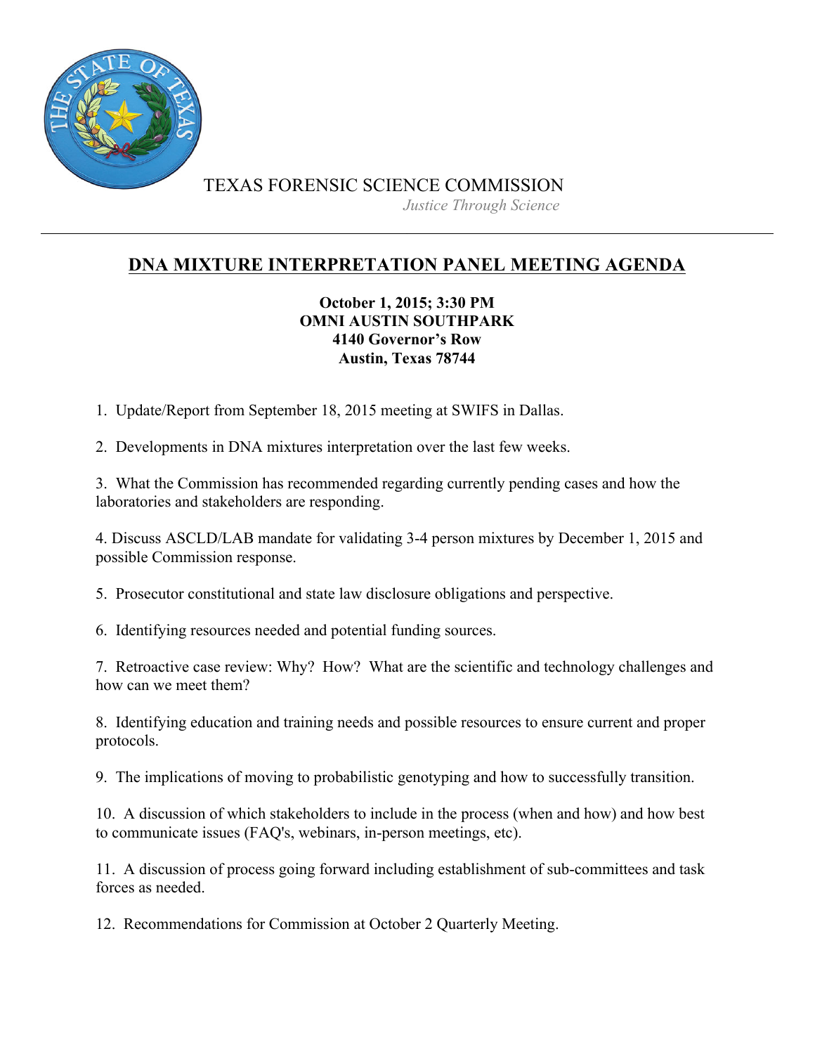TEXAS FORENSIC SCIENCE COMMISSION

*Justice Through Science*

---

# DNA MIXTURE INTERPRETATION PANEL MEETING AGENDA

**October 1, 2015; 3:30 PM**
**OMNI AUSTIN SOUTHPARK**
**4140 Governor's Row**
**Austin, Texas 78744**

1. Update/Report from September 18, 2015 meeting at SWIFS in Dallas.

2. Developments in DNA mixtures interpretation over the last few weeks.

3. What the Commission has recommended regarding currently pending cases and how the laboratories and stakeholders are responding.

4. Discuss ASCLD/LAB mandate for validating 3-4 person mixtures by December 1, 2015 and possible Commission response.

5. Prosecutor constitutional and state law disclosure obligations and perspective.

6. Identifying resources needed and potential funding sources.

7. Retroactive case review: Why? How? What are the scientific and technology challenges and how can we meet them?

8. Identifying education and training needs and possible resources to ensure current and proper protocols.

9. The implications of moving to probabilistic genotyping and how to successfully transition.

10. A discussion of which stakeholders to include in the process (when and how) and how best to communicate issues (FAQ's, webinars, in-person meetings, etc).

11. A discussion of process going forward including establishment of sub-committees and task forces as needed.

12. Recommendations for Commission at October 2 Quarterly Meeting.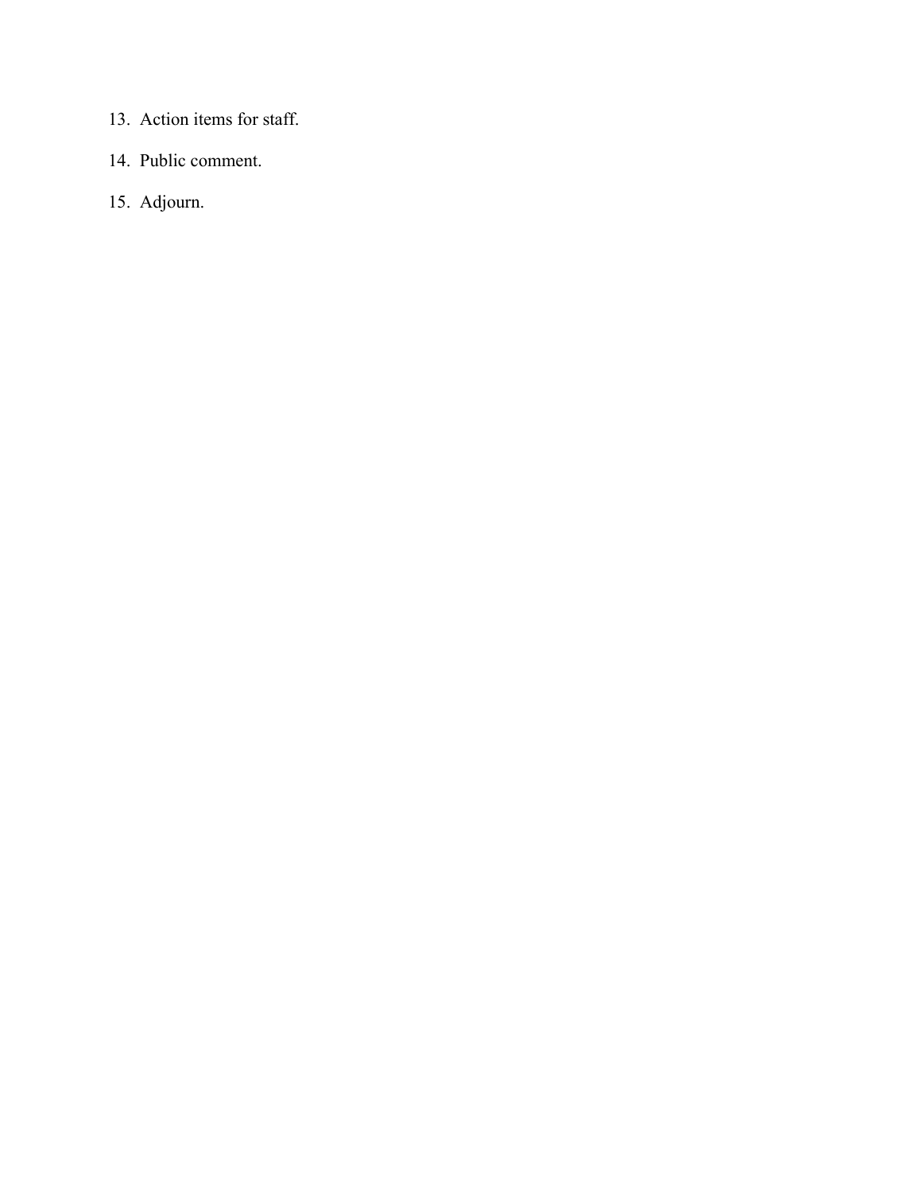13. Action items for staff.

14. Public comment.

15. Adjourn.